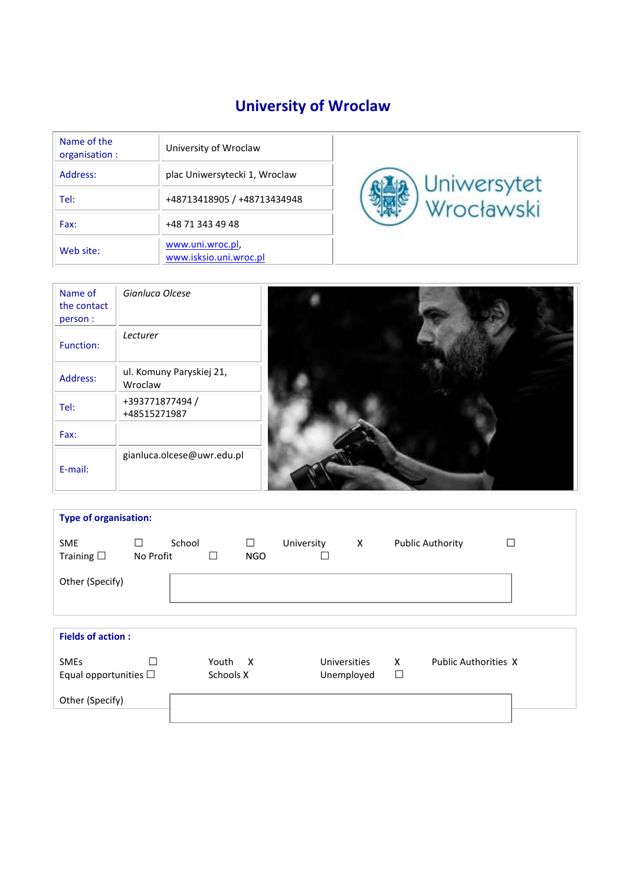# University of Wroclaw

| Name of the organisation : | University of Wroclaw |
|---|---|
| Address: | plac Uniwersytecki 1, Wroclaw |
| Tel: | +48713418905 / +48713434948 |
| Fax: | +48 71 343 49 48 |
| Web site: | www.uni.wroc.pl, www.isksio.uni.wroc.pl |

| Name of the contact person : | *Gianluca Olcese* |
|---|---|
| Function: | *Lecturer* |
| Address: | ul. Komuny Paryskiej 21, Wroclaw |
| Tel: | +393771877494 / +48515271987 |
| Fax: | |
| E-mail: | gianluca.olcese@uwr.edu.pl |

**Type of organisation:**

| | | | | | | | |
|---|---|---|---|---|---|---|---|
| SME | ☐ | School | ☐ | University | X | Public Authority | ☐ |
| Training ☐ | No Profit | ☐ | NGO | ☐ | | | |

Other (Specify)

**Fields of action :**

| | | | | | | |
|---|---|---|---|---|---|---|
| SMEs | ☐ | Youth | X | Universities | X | Public Authorities X |
| Equal opportunities ☐ | | Schools X | | Unemployed | ☐ | |

Other (Specify)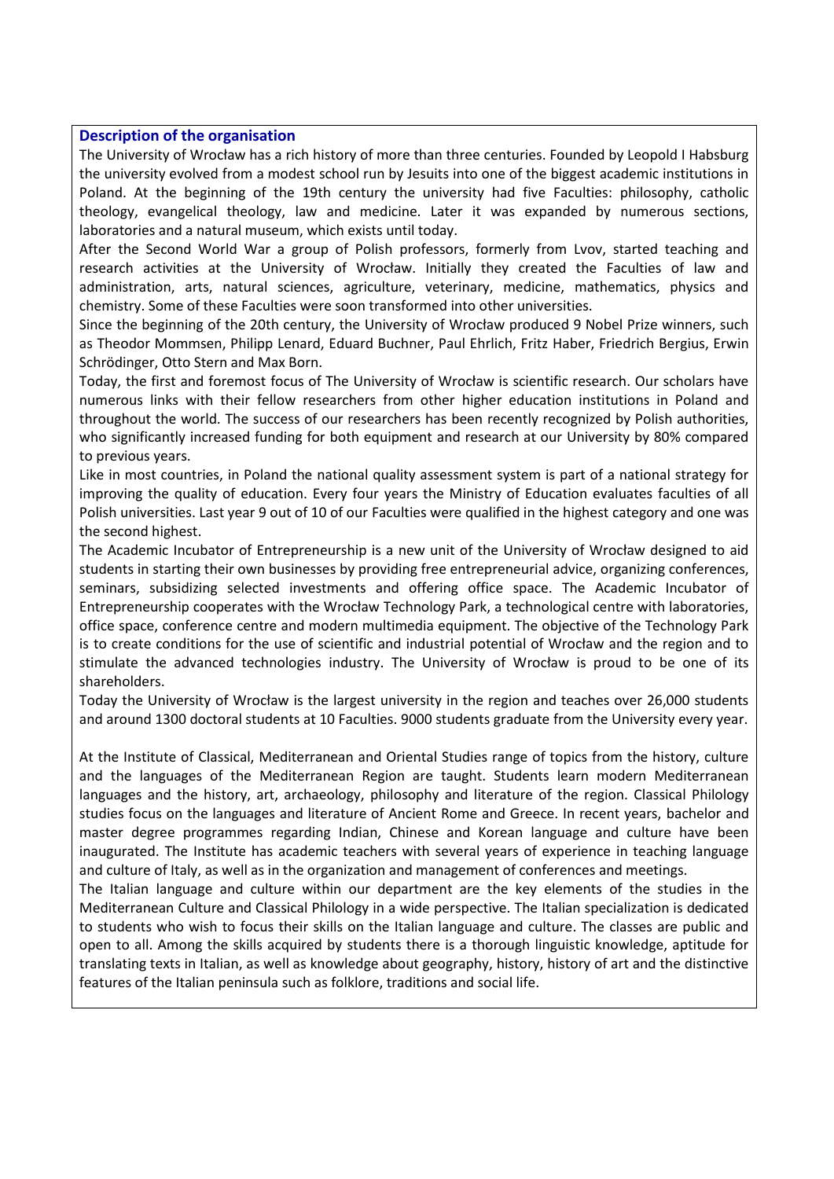**Description of the organisation**

The University of Wrocław has a rich history of more than three centuries. Founded by Leopold I Habsburg the university evolved from a modest school run by Jesuits into one of the biggest academic institutions in Poland. At the beginning of the 19th century the university had five Faculties: philosophy, catholic theology, evangelical theology, law and medicine. Later it was expanded by numerous sections, laboratories and a natural museum, which exists until today.

After the Second World War a group of Polish professors, formerly from Lvov, started teaching and research activities at the University of Wrocław. Initially they created the Faculties of law and administration, arts, natural sciences, agriculture, veterinary, medicine, mathematics, physics and chemistry. Some of these Faculties were soon transformed into other universities.

Since the beginning of the 20th century, the University of Wrocław produced 9 Nobel Prize winners, such as Theodor Mommsen, Philipp Lenard, Eduard Buchner, Paul Ehrlich, Fritz Haber, Friedrich Bergius, Erwin Schrödinger, Otto Stern and Max Born.

Today, the first and foremost focus of The University of Wrocław is scientific research. Our scholars have numerous links with their fellow researchers from other higher education institutions in Poland and throughout the world. The success of our researchers has been recently recognized by Polish authorities, who significantly increased funding for both equipment and research at our University by 80% compared to previous years.

Like in most countries, in Poland the national quality assessment system is part of a national strategy for improving the quality of education. Every four years the Ministry of Education evaluates faculties of all Polish universities. Last year 9 out of 10 of our Faculties were qualified in the highest category and one was the second highest.

The Academic Incubator of Entrepreneurship is a new unit of the University of Wrocław designed to aid students in starting their own businesses by providing free entrepreneurial advice, organizing conferences, seminars, subsidizing selected investments and offering office space. The Academic Incubator of Entrepreneurship cooperates with the Wrocław Technology Park, a technological centre with laboratories, office space, conference centre and modern multimedia equipment. The objective of the Technology Park is to create conditions for the use of scientific and industrial potential of Wrocław and the region and to stimulate the advanced technologies industry. The University of Wrocław is proud to be one of its shareholders.

Today the University of Wrocław is the largest university in the region and teaches over 26,000 students and around 1300 doctoral students at 10 Faculties. 9000 students graduate from the University every year.

At the Institute of Classical, Mediterranean and Oriental Studies range of topics from the history, culture and the languages of the Mediterranean Region are taught. Students learn modern Mediterranean languages and the history, art, archaeology, philosophy and literature of the region. Classical Philology studies focus on the languages and literature of Ancient Rome and Greece. In recent years, bachelor and master degree programmes regarding Indian, Chinese and Korean language and culture have been inaugurated. The Institute has academic teachers with several years of experience in teaching language and culture of Italy, as well as in the organization and management of conferences and meetings.

The Italian language and culture within our department are the key elements of the studies in the Mediterranean Culture and Classical Philology in a wide perspective. The Italian specialization is dedicated to students who wish to focus their skills on the Italian language and culture. The classes are public and open to all. Among the skills acquired by students there is a thorough linguistic knowledge, aptitude for translating texts in Italian, as well as knowledge about geography, history, history of art and the distinctive features of the Italian peninsula such as folklore, traditions and social life.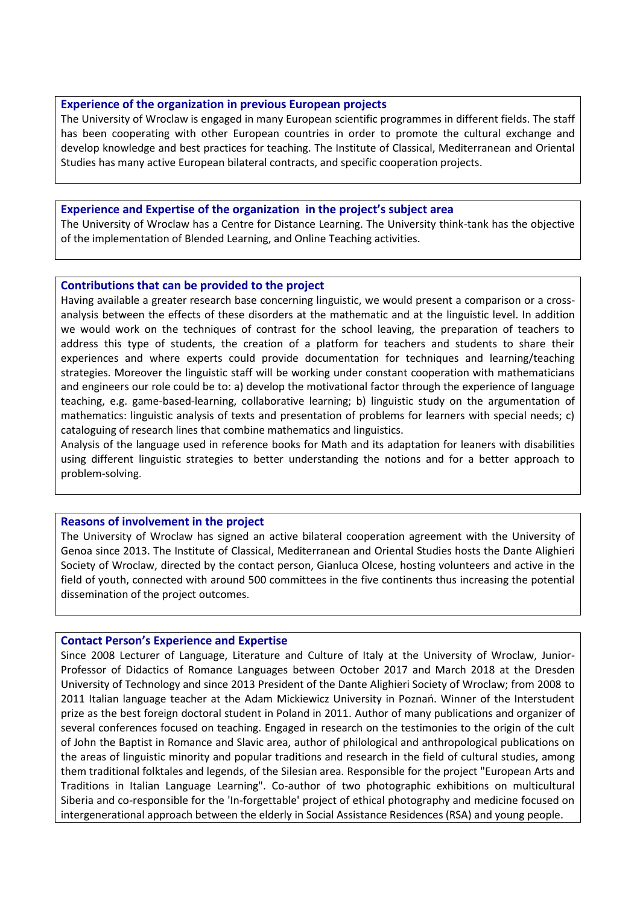### Experience of the organization in previous European projects

The University of Wroclaw is engaged in many European scientific programmes in different fields. The staff has been cooperating with other European countries in order to promote the cultural exchange and develop knowledge and best practices for teaching. The Institute of Classical, Mediterranean and Oriental Studies has many active European bilateral contracts, and specific cooperation projects.

### Experience and Expertise of the organization in the project's subject area

The University of Wroclaw has a Centre for Distance Learning. The University think-tank has the objective of the implementation of Blended Learning, and Online Teaching activities.

### Contributions that can be provided to the project

Having available a greater research base concerning linguistic, we would present a comparison or a cross-analysis between the effects of these disorders at the mathematic and at the linguistic level. In addition we would work on the techniques of contrast for the school leaving, the preparation of teachers to address this type of students, the creation of a platform for teachers and students to share their experiences and where experts could provide documentation for techniques and learning/teaching strategies. Moreover the linguistic staff will be working under constant cooperation with mathematicians and engineers our role could be to: a) develop the motivational factor through the experience of language teaching, e.g. game-based-learning, collaborative learning; b) linguistic study on the argumentation of mathematics: linguistic analysis of texts and presentation of problems for learners with special needs; c) cataloguing of research lines that combine mathematics and linguistics.

Analysis of the language used in reference books for Math and its adaptation for leaners with disabilities using different linguistic strategies to better understanding the notions and for a better approach to problem-solving.

### Reasons of involvement in the project

The University of Wroclaw has signed an active bilateral cooperation agreement with the University of Genoa since 2013. The Institute of Classical, Mediterranean and Oriental Studies hosts the Dante Alighieri Society of Wroclaw, directed by the contact person, Gianluca Olcese, hosting volunteers and active in the field of youth, connected with around 500 committees in the five continents thus increasing the potential dissemination of the project outcomes.

### Contact Person's Experience and Expertise

Since 2008 Lecturer of Language, Literature and Culture of Italy at the University of Wroclaw, Junior-Professor of Didactics of Romance Languages between October 2017 and March 2018 at the Dresden University of Technology and since 2013 President of the Dante Alighieri Society of Wroclaw; from 2008 to 2011 Italian language teacher at the Adam Mickiewicz University in Poznań. Winner of the Interstudent prize as the best foreign doctoral student in Poland in 2011. Author of many publications and organizer of several conferences focused on teaching. Engaged in research on the testimonies to the origin of the cult of John the Baptist in Romance and Slavic area, author of philological and anthropological publications on the areas of linguistic minority and popular traditions and research in the field of cultural studies, among them traditional folktales and legends, of the Silesian area. Responsible for the project "European Arts and Traditions in Italian Language Learning". Co-author of two photographic exhibitions on multicultural Siberia and co-responsible for the 'In-forgettable' project of ethical photography and medicine focused on intergenerational approach between the elderly in Social Assistance Residences (RSA) and young people.